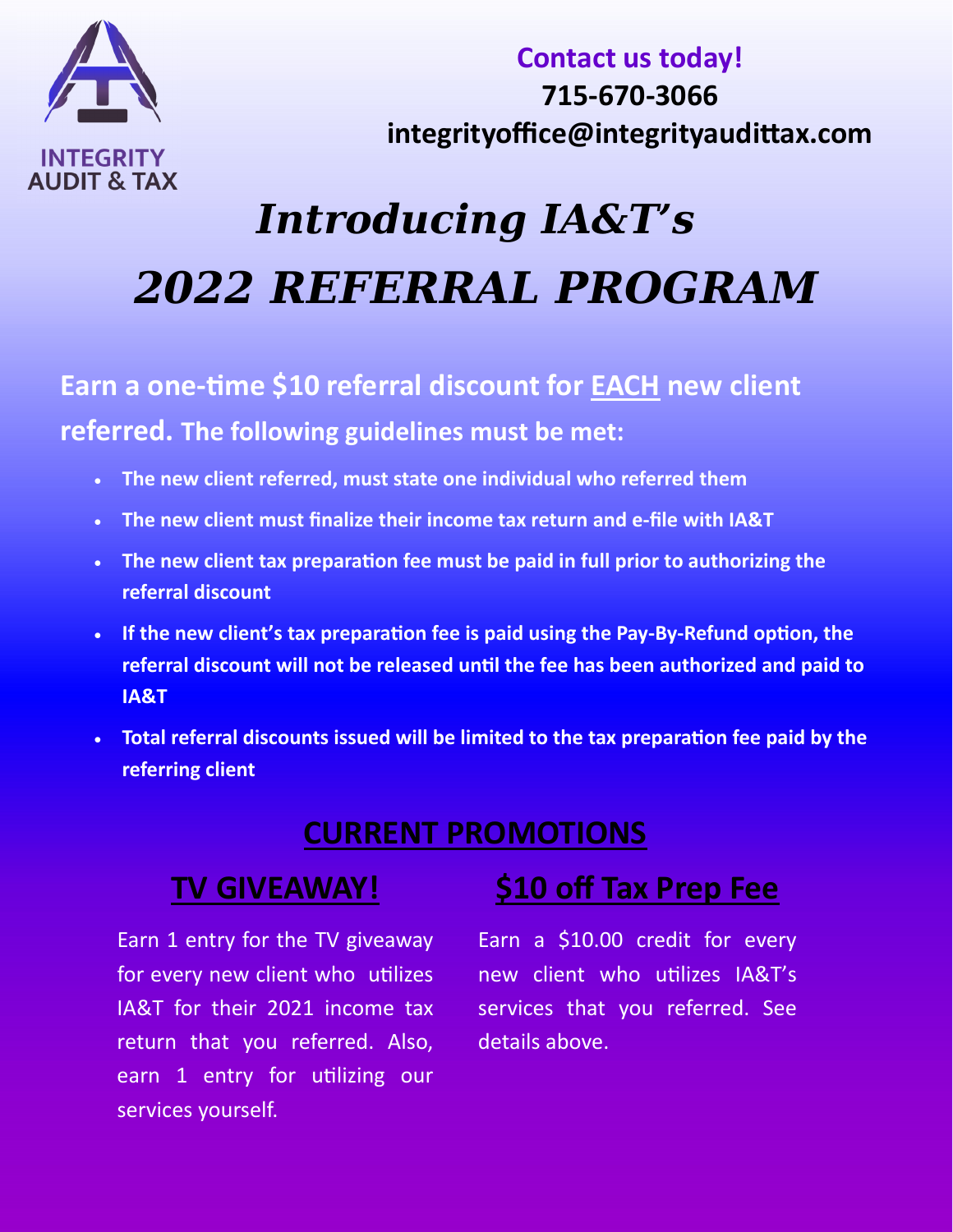INTEGRITY AUDIT & TAX

**Contact us today!**
**715-670-3066**
**integrityoffice@integrityaudittax.com**

# *Introducing IA&T's*
# *2022 REFERRAL PROGRAM*

**Earn a one-time $10 referral discount for <u>EACH</u> new client referred. The following guidelines must be met:**

- **The new client referred, must state one individual who referred them**
- **The new client must finalize their income tax return and e-file with IA&T**
- **The new client tax preparation fee must be paid in full prior to authorizing the referral discount**
- **If the new client's tax preparation fee is paid using the Pay-By-Refund option, the referral discount will not be released until the fee has been authorized and paid to IA&T**
- **Total referral discounts issued will be limited to the tax preparation fee paid by the referring client**

## <u>CURRENT PROMOTIONS</u>

### <u>TV GIVEAWAY!</u>

Earn 1 entry for the TV giveaway for every new client who utilizes IA&T for their 2021 income tax return that you referred. Also, earn 1 entry for utilizing our services yourself.

### <u>$10 off Tax Prep Fee</u>

Earn a $10.00 credit for every new client who utilizes IA&T's services that you referred. See details above.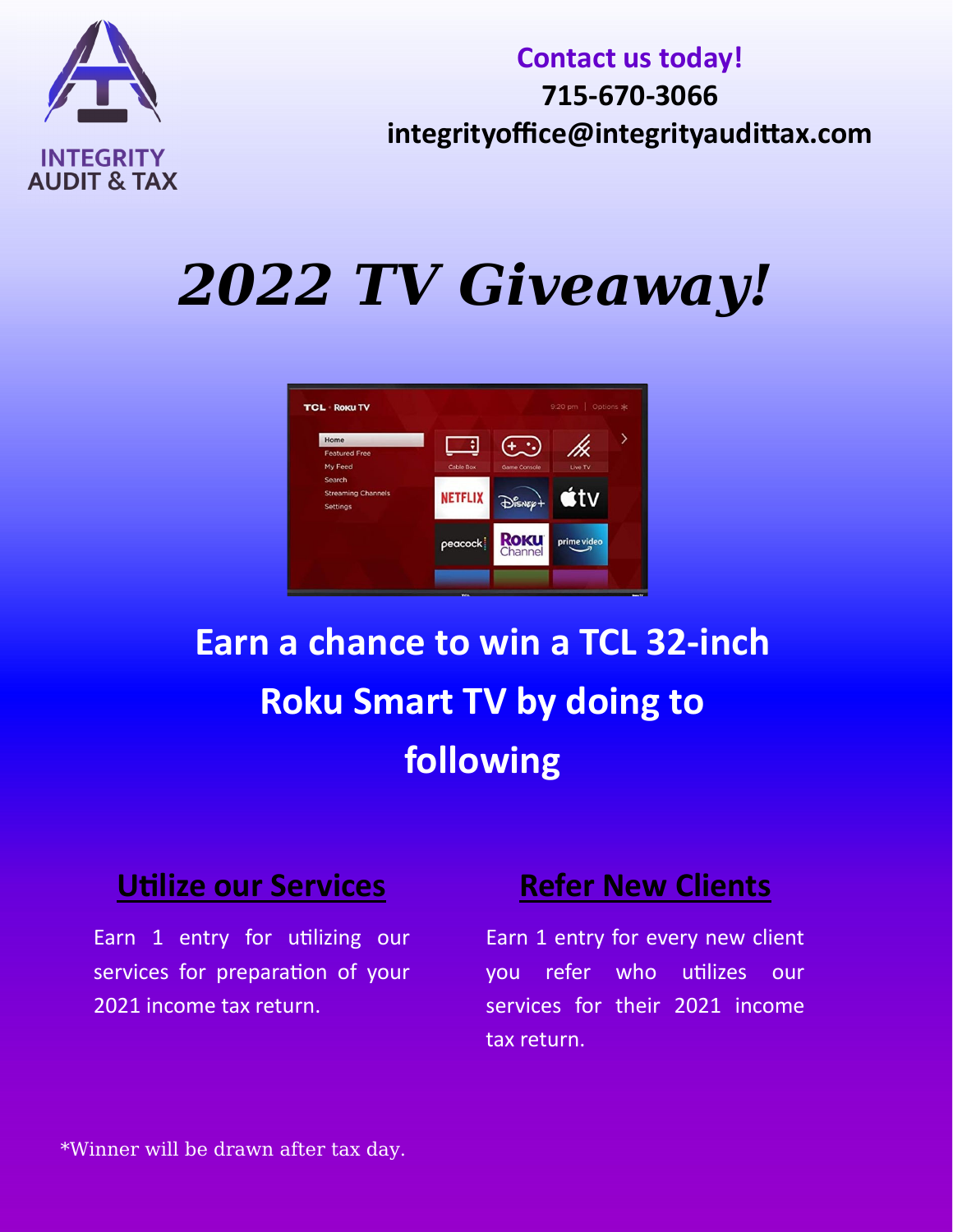INTEGRITY AUDIT & TAX

**Contact us today!**

**715-670-3066**

**integrityoffice@integrityaudittax.com**

# *2022 TV Giveaway!*

## Earn a chance to win a TCL 32-inch Roku Smart TV by doing to following

### Utilize our Services

Earn 1 entry for utilizing our services for preparation of your 2021 income tax return.

### Refer New Clients

Earn 1 entry for every new client you refer who utilizes our services for their 2021 income tax return.

*Winner will be drawn after tax day.